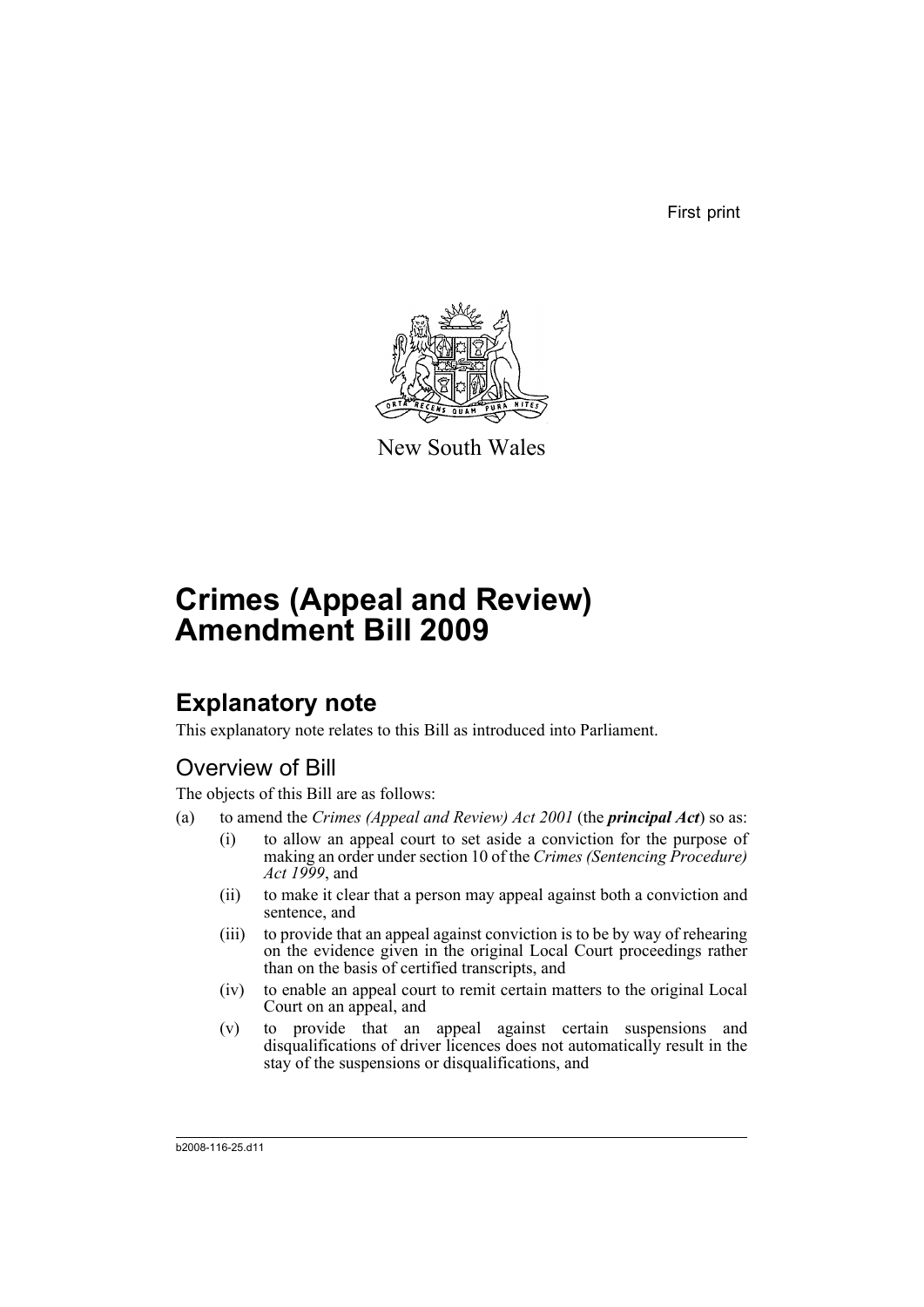First print

New South Wales

# Crimes (Appeal and Review) Amendment Bill 2009

## Explanatory note

This explanatory note relates to this Bill as introduced into Parliament.

### Overview of Bill

The objects of this Bill are as follows:

(a) to amend the *Crimes (Appeal and Review) Act 2001* (the ***principal Act***) so as:

  (i) to allow an appeal court to set aside a conviction for the purpose of making an order under section 10 of the *Crimes (Sentencing Procedure) Act 1999*, and

  (ii) to make it clear that a person may appeal against both a conviction and sentence, and

  (iii) to provide that an appeal against conviction is to be by way of rehearing on the evidence given in the original Local Court proceedings rather than on the basis of certified transcripts, and

  (iv) to enable an appeal court to remit certain matters to the original Local Court on an appeal, and

  (v) to provide that an appeal against certain suspensions and disqualifications of driver licences does not automatically result in the stay of the suspensions or disqualifications, and

b2008-116-25.d11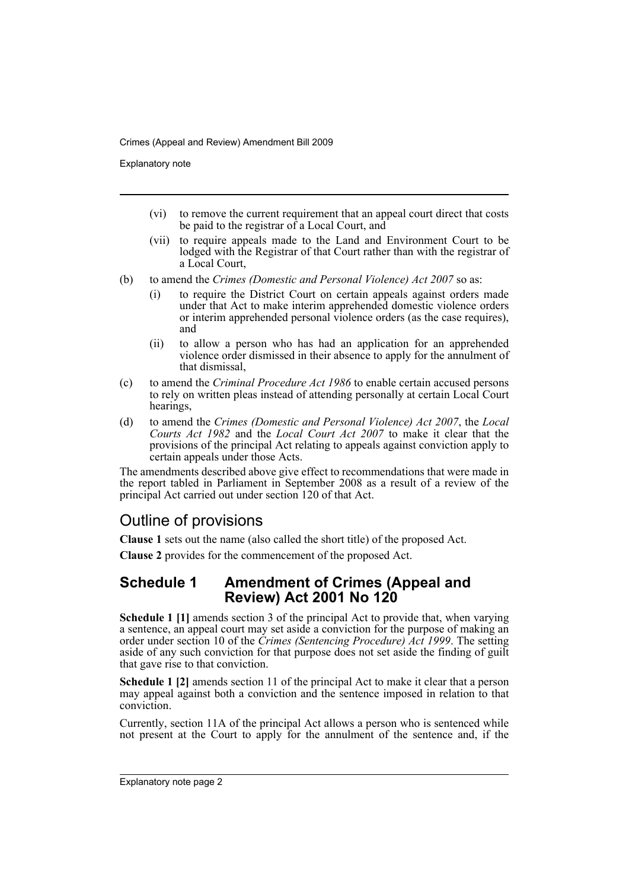- (vi) to remove the current requirement that an appeal court direct that costs be paid to the registrar of a Local Court, and
- (vii) to require appeals made to the Land and Environment Court to be lodged with the Registrar of that Court rather than with the registrar of a Local Court,

(b) to amend the *Crimes (Domestic and Personal Violence) Act 2007* so as:

- (i) to require the District Court on certain appeals against orders made under that Act to make interim apprehended domestic violence orders or interim apprehended personal violence orders (as the case requires), and
- (ii) to allow a person who has had an application for an apprehended violence order dismissed in their absence to apply for the annulment of that dismissal,

(c) to amend the *Criminal Procedure Act 1986* to enable certain accused persons to rely on written pleas instead of attending personally at certain Local Court hearings,

(d) to amend the *Crimes (Domestic and Personal Violence) Act 2007*, the *Local Courts Act 1982* and the *Local Court Act 2007* to make it clear that the provisions of the principal Act relating to appeals against conviction apply to certain appeals under those Acts.

The amendments described above give effect to recommendations that were made in the report tabled in Parliament in September 2008 as a result of a review of the principal Act carried out under section 120 of that Act.

## Outline of provisions

**Clause 1** sets out the name (also called the short title) of the proposed Act.

**Clause 2** provides for the commencement of the proposed Act.

## Schedule 1 Amendment of Crimes (Appeal and Review) Act 2001 No 120

**Schedule 1 [1]** amends section 3 of the principal Act to provide that, when varying a sentence, an appeal court may set aside a conviction for the purpose of making an order under section 10 of the *Crimes (Sentencing Procedure) Act 1999*. The setting aside of any such conviction for that purpose does not set aside the finding of guilt that gave rise to that conviction.

**Schedule 1 [2]** amends section 11 of the principal Act to make it clear that a person may appeal against both a conviction and the sentence imposed in relation to that conviction.

Currently, section 11A of the principal Act allows a person who is sentenced while not present at the Court to apply for the annulment of the sentence and, if the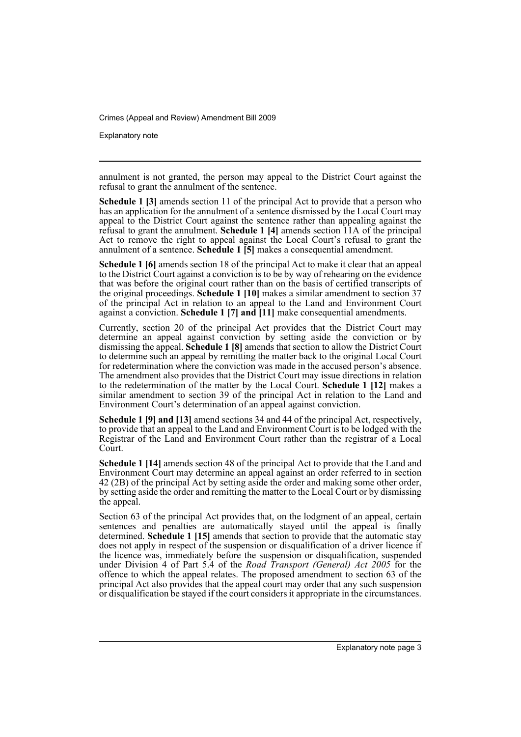annulment is not granted, the person may appeal to the District Court against the refusal to grant the annulment of the sentence.

**Schedule 1 [3]** amends section 11 of the principal Act to provide that a person who has an application for the annulment of a sentence dismissed by the Local Court may appeal to the District Court against the sentence rather than appealing against the refusal to grant the annulment. **Schedule 1 [4]** amends section 11A of the principal Act to remove the right to appeal against the Local Court's refusal to grant the annulment of a sentence. **Schedule 1 [5]** makes a consequential amendment.

**Schedule 1 [6]** amends section 18 of the principal Act to make it clear that an appeal to the District Court against a conviction is to be by way of rehearing on the evidence that was before the original court rather than on the basis of certified transcripts of the original proceedings. **Schedule 1 [10]** makes a similar amendment to section 37 of the principal Act in relation to an appeal to the Land and Environment Court against a conviction. **Schedule 1 [7] and [11]** make consequential amendments.

Currently, section 20 of the principal Act provides that the District Court may determine an appeal against conviction by setting aside the conviction or by dismissing the appeal. **Schedule 1 [8]** amends that section to allow the District Court to determine such an appeal by remitting the matter back to the original Local Court for redetermination where the conviction was made in the accused person's absence. The amendment also provides that the District Court may issue directions in relation to the redetermination of the matter by the Local Court. **Schedule 1 [12]** makes a similar amendment to section 39 of the principal Act in relation to the Land and Environment Court's determination of an appeal against conviction.

**Schedule 1 [9] and [13]** amend sections 34 and 44 of the principal Act, respectively, to provide that an appeal to the Land and Environment Court is to be lodged with the Registrar of the Land and Environment Court rather than the registrar of a Local Court.

**Schedule 1 [14]** amends section 48 of the principal Act to provide that the Land and Environment Court may determine an appeal against an order referred to in section 42 (2B) of the principal Act by setting aside the order and making some other order, by setting aside the order and remitting the matter to the Local Court or by dismissing the appeal.

Section 63 of the principal Act provides that, on the lodgment of an appeal, certain sentences and penalties are automatically stayed until the appeal is finally determined. **Schedule 1 [15]** amends that section to provide that the automatic stay does not apply in respect of the suspension or disqualification of a driver licence if the licence was, immediately before the suspension or disqualification, suspended under Division 4 of Part 5.4 of the *Road Transport (General) Act 2005* for the offence to which the appeal relates. The proposed amendment to section 63 of the principal Act also provides that the appeal court may order that any such suspension or disqualification be stayed if the court considers it appropriate in the circumstances.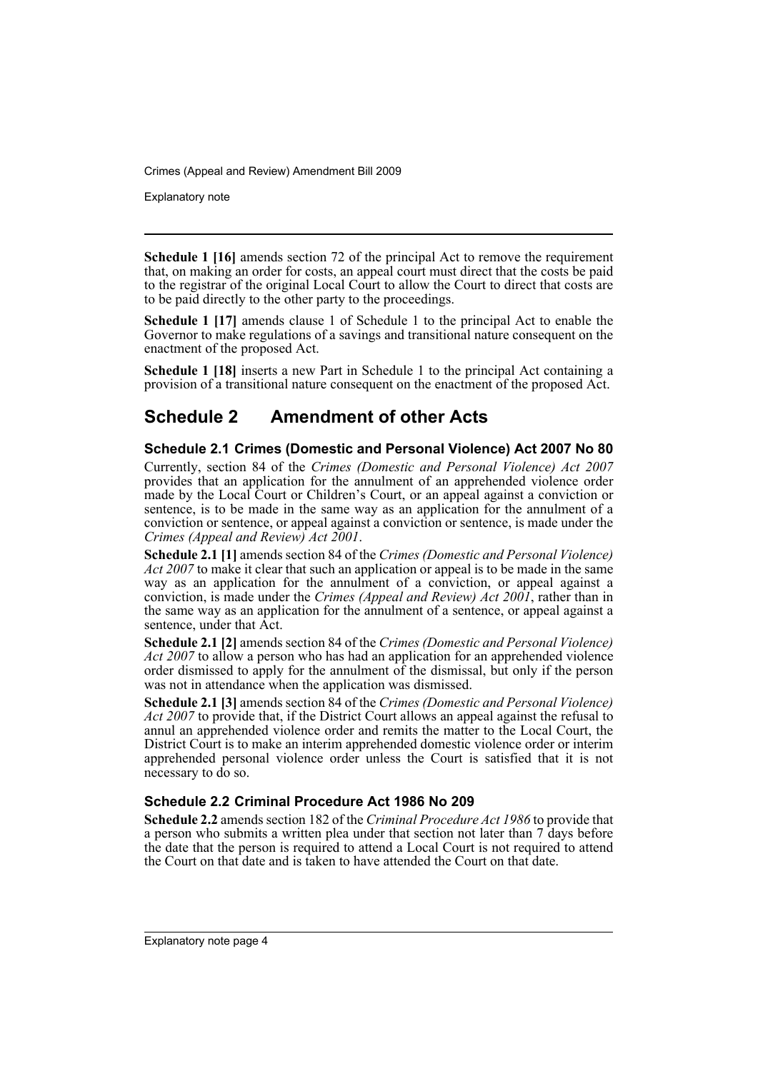**Schedule 1 [16]** amends section 72 of the principal Act to remove the requirement that, on making an order for costs, an appeal court must direct that the costs be paid to the registrar of the original Local Court to allow the Court to direct that costs are to be paid directly to the other party to the proceedings.

**Schedule 1 [17]** amends clause 1 of Schedule 1 to the principal Act to enable the Governor to make regulations of a savings and transitional nature consequent on the enactment of the proposed Act.

**Schedule 1 [18]** inserts a new Part in Schedule 1 to the principal Act containing a provision of a transitional nature consequent on the enactment of the proposed Act.

## Schedule 2 Amendment of other Acts

### Schedule 2.1 Crimes (Domestic and Personal Violence) Act 2007 No 80

Currently, section 84 of the *Crimes (Domestic and Personal Violence) Act 2007* provides that an application for the annulment of an apprehended violence order made by the Local Court or Children's Court, or an appeal against a conviction or sentence, is to be made in the same way as an application for the annulment of a conviction or sentence, or appeal against a conviction or sentence, is made under the *Crimes (Appeal and Review) Act 2001*.

**Schedule 2.1 [1]** amends section 84 of the *Crimes (Domestic and Personal Violence) Act 2007* to make it clear that such an application or appeal is to be made in the same way as an application for the annulment of a conviction, or appeal against a conviction, is made under the *Crimes (Appeal and Review) Act 2001*, rather than in the same way as an application for the annulment of a sentence, or appeal against a sentence, under that Act.

**Schedule 2.1 [2]** amends section 84 of the *Crimes (Domestic and Personal Violence) Act 2007* to allow a person who has had an application for an apprehended violence order dismissed to apply for the annulment of the dismissal, but only if the person was not in attendance when the application was dismissed.

**Schedule 2.1 [3]** amends section 84 of the *Crimes (Domestic and Personal Violence) Act 2007* to provide that, if the District Court allows an appeal against the refusal to annul an apprehended violence order and remits the matter to the Local Court, the District Court is to make an interim apprehended domestic violence order or interim apprehended personal violence order unless the Court is satisfied that it is not necessary to do so.

### Schedule 2.2 Criminal Procedure Act 1986 No 209

**Schedule 2.2** amends section 182 of the *Criminal Procedure Act 1986* to provide that a person who submits a written plea under that section not later than 7 days before the date that the person is required to attend a Local Court is not required to attend the Court on that date and is taken to have attended the Court on that date.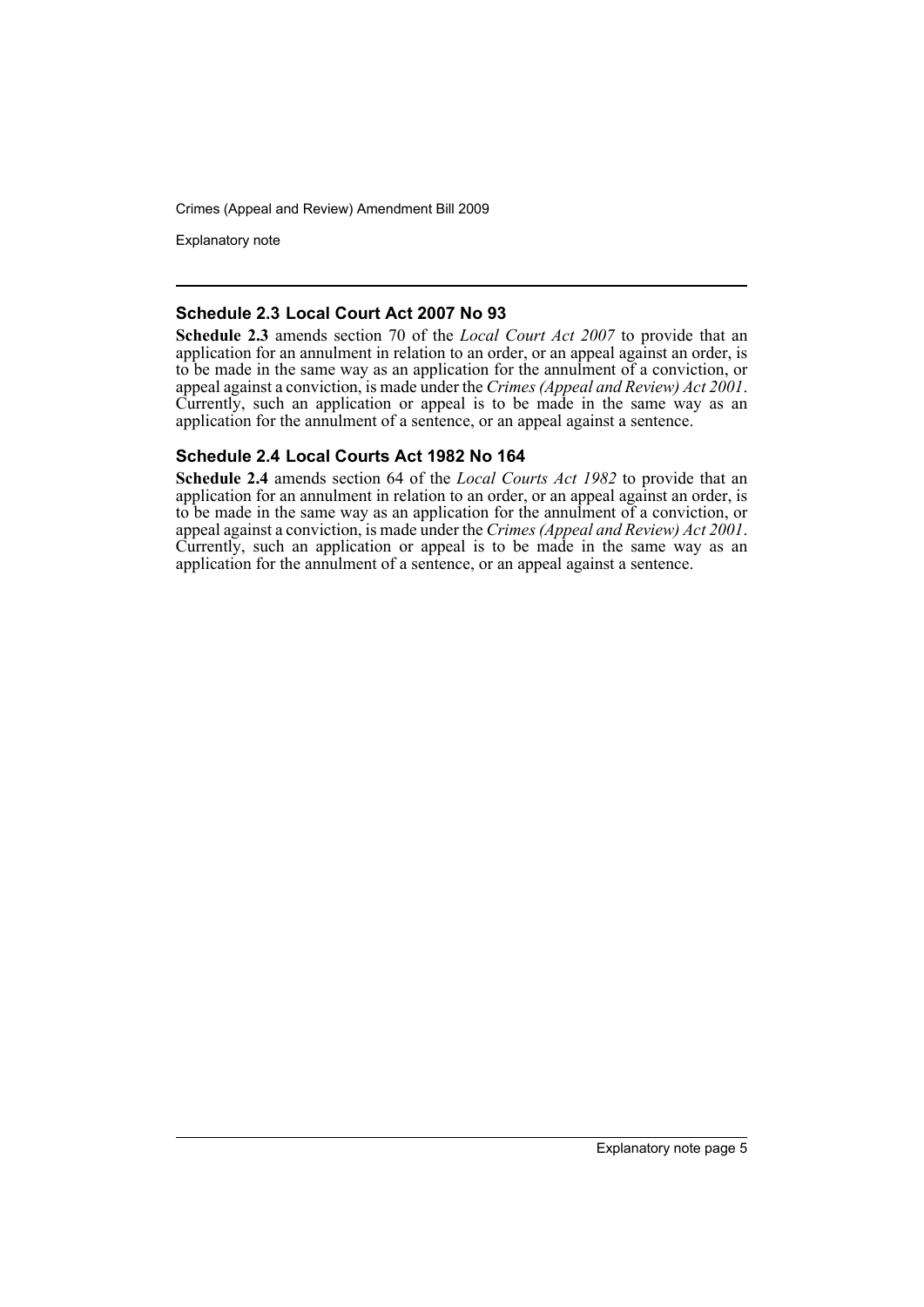### Schedule 2.3 Local Court Act 2007 No 93

**Schedule 2.3** amends section 70 of the *Local Court Act 2007* to provide that an application for an annulment in relation to an order, or an appeal against an order, is to be made in the same way as an application for the annulment of a conviction, or appeal against a conviction, is made under the *Crimes (Appeal and Review) Act 2001*. Currently, such an application or appeal is to be made in the same way as an application for the annulment of a sentence, or an appeal against a sentence.

### Schedule 2.4 Local Courts Act 1982 No 164

**Schedule 2.4** amends section 64 of the *Local Courts Act 1982* to provide that an application for an annulment in relation to an order, or an appeal against an order, is to be made in the same way as an application for the annulment of a conviction, or appeal against a conviction, is made under the *Crimes (Appeal and Review) Act 2001*. Currently, such an application or appeal is to be made in the same way as an application for the annulment of a sentence, or an appeal against a sentence.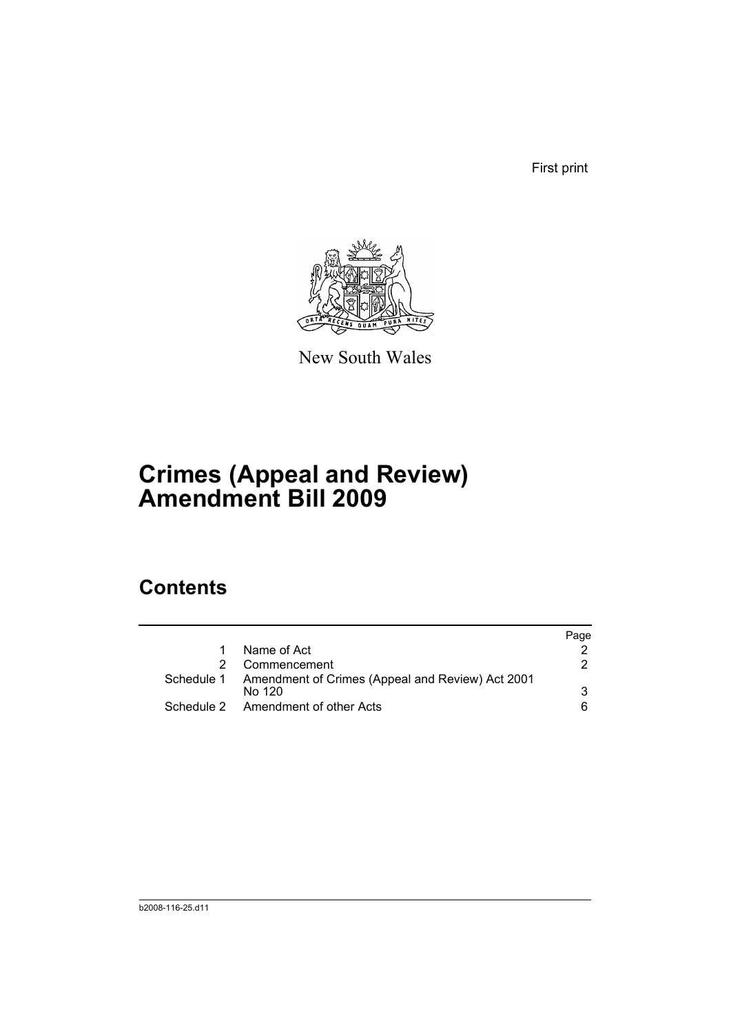First print

New South Wales

# Crimes (Appeal and Review) Amendment Bill 2009

## Contents

| | | Page |
|---|---|---|
| 1 | Name of Act | 2 |
| 2 | Commencement | 2 |
| Schedule 1 | Amendment of Crimes (Appeal and Review) Act 2001 No 120 | 3 |
| Schedule 2 | Amendment of other Acts | 6 |

b2008-116-25.d11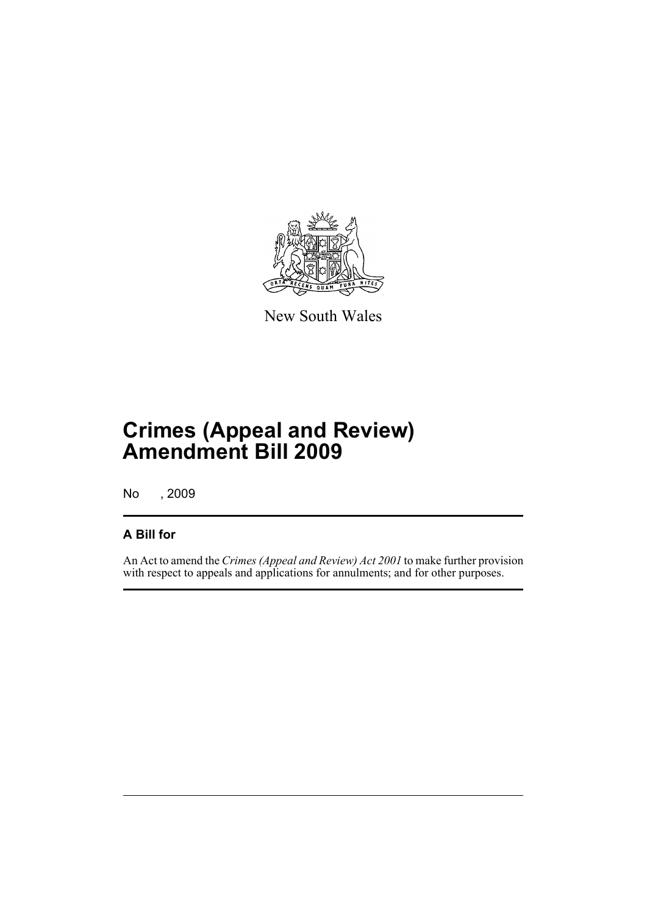New South Wales

# Crimes (Appeal and Review) Amendment Bill 2009

No , 2009

## A Bill for

An Act to amend the *Crimes (Appeal and Review) Act 2001* to make further provision with respect to appeals and applications for annulments; and for other purposes.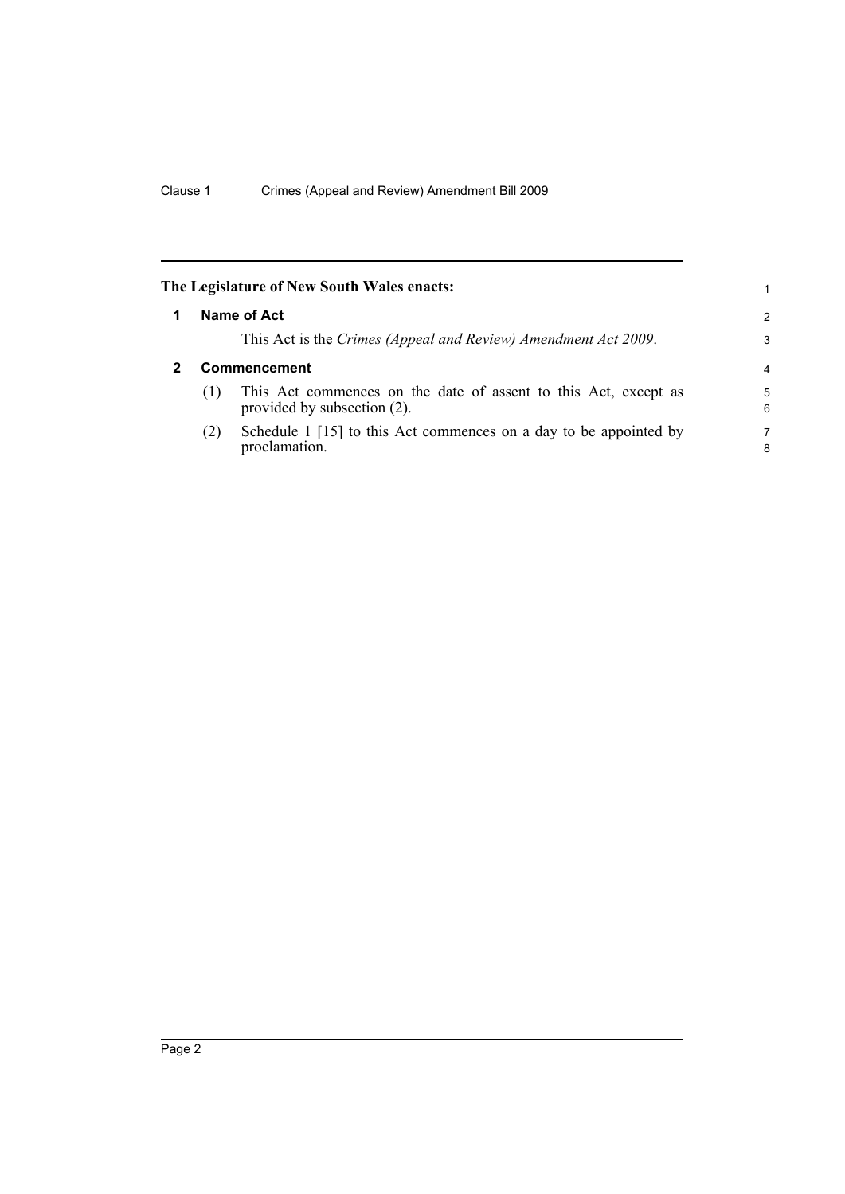**The Legislature of New South Wales enacts:**

## 1 Name of Act

This Act is the *Crimes (Appeal and Review) Amendment Act 2009*.

## 2 Commencement

(1) This Act commences on the date of assent to this Act, except as provided by subsection (2).

(2) Schedule 1 [15] to this Act commences on a day to be appointed by proclamation.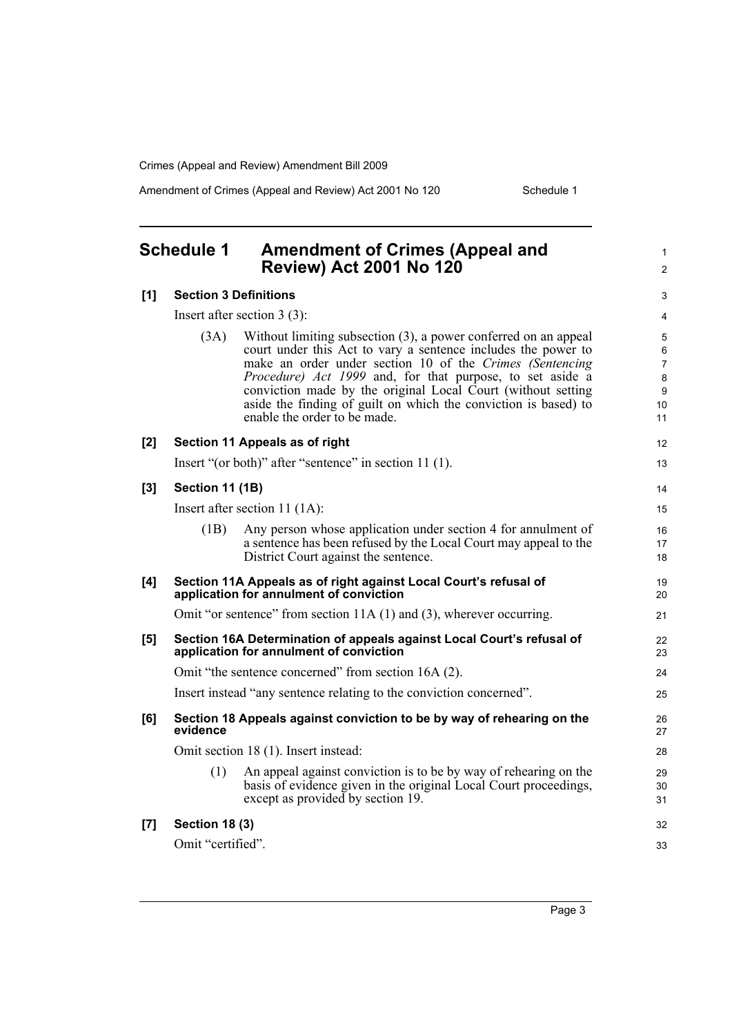## Schedule 1 Amendment of Crimes (Appeal and Review) Act 2001 No 120

**[1] Section 3 Definitions**

Insert after section 3 (3):

> (3A) Without limiting subsection (3), a power conferred on an appeal court under this Act to vary a sentence includes the power to make an order under section 10 of the *Crimes (Sentencing Procedure) Act 1999* and, for that purpose, to set aside a conviction made by the original Local Court (without setting aside the finding of guilt on which the conviction is based) to enable the order to be made.

**[2] Section 11 Appeals as of right**

Insert "(or both)" after "sentence" in section 11 (1).

**[3] Section 11 (1B)**

Insert after section 11 (1A):

> (1B) Any person whose application under section 4 for annulment of a sentence has been refused by the Local Court may appeal to the District Court against the sentence.

**[4] Section 11A Appeals as of right against Local Court's refusal of application for annulment of conviction**

Omit "or sentence" from section 11A (1) and (3), wherever occurring.

**[5] Section 16A Determination of appeals against Local Court's refusal of application for annulment of conviction**

Omit "the sentence concerned" from section 16A (2).

Insert instead "any sentence relating to the conviction concerned".

**[6] Section 18 Appeals against conviction to be by way of rehearing on the evidence**

Omit section 18 (1). Insert instead:

> (1) An appeal against conviction is to be by way of rehearing on the basis of evidence given in the original Local Court proceedings, except as provided by section 19.

**[7] Section 18 (3)**

Omit "certified".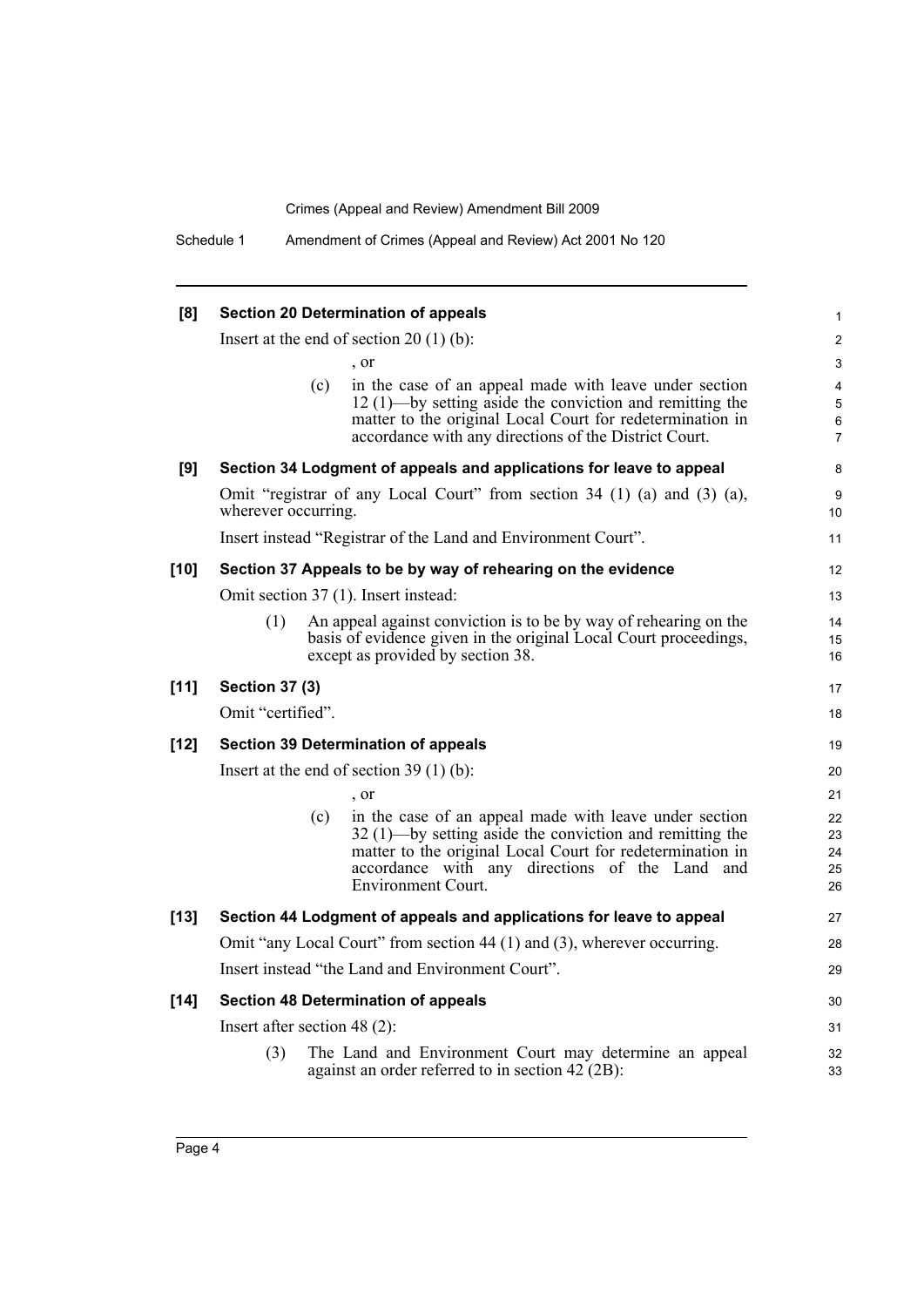**[8] Section 20 Determination of appeals**

Insert at the end of section 20 (1) (b):

, or

(c) in the case of an appeal made with leave under section 12 (1)—by setting aside the conviction and remitting the matter to the original Local Court for redetermination in accordance with any directions of the District Court.

**[9] Section 34 Lodgment of appeals and applications for leave to appeal**

Omit "registrar of any Local Court" from section 34 (1) (a) and (3) (a), wherever occurring.

Insert instead "Registrar of the Land and Environment Court".

**[10] Section 37 Appeals to be by way of rehearing on the evidence**

Omit section 37 (1). Insert instead:

(1) An appeal against conviction is to be by way of rehearing on the basis of evidence given in the original Local Court proceedings, except as provided by section 38.

**[11] Section 37 (3)**

Omit "certified".

**[12] Section 39 Determination of appeals**

Insert at the end of section 39 (1) (b):

, or

(c) in the case of an appeal made with leave under section 32 (1)—by setting aside the conviction and remitting the matter to the original Local Court for redetermination in accordance with any directions of the Land and Environment Court.

**[13] Section 44 Lodgment of appeals and applications for leave to appeal**

Omit "any Local Court" from section 44 (1) and (3), wherever occurring.

Insert instead "the Land and Environment Court".

**[14] Section 48 Determination of appeals**

Insert after section 48 (2):

(3) The Land and Environment Court may determine an appeal against an order referred to in section 42 (2B):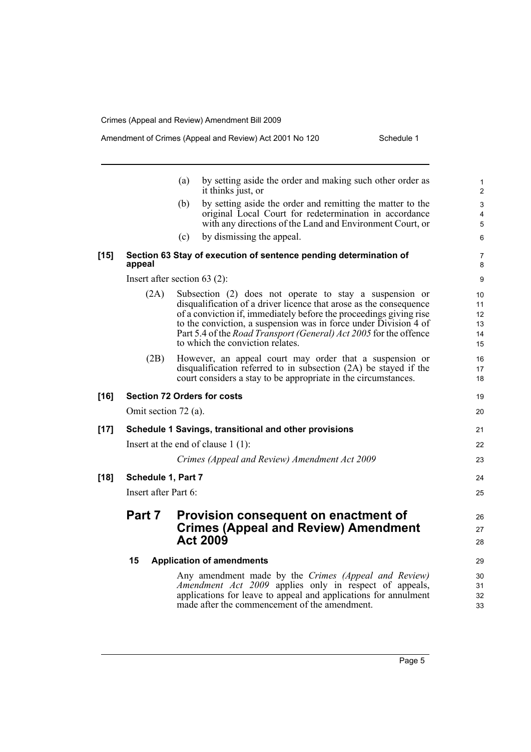(a) by setting aside the order and making such other order as it thinks just, or

(b) by setting aside the order and remitting the matter to the original Local Court for redetermination in accordance with any directions of the Land and Environment Court, or

(c) by dismissing the appeal.

**[15] Section 63 Stay of execution of sentence pending determination of appeal**

Insert after section 63 (2):

(2A) Subsection (2) does not operate to stay a suspension or disqualification of a driver licence that arose as the consequence of a conviction if, immediately before the proceedings giving rise to the conviction, a suspension was in force under Division 4 of Part 5.4 of the *Road Transport (General) Act 2005* for the offence to which the conviction relates.

(2B) However, an appeal court may order that a suspension or disqualification referred to in subsection (2A) be stayed if the court considers a stay to be appropriate in the circumstances.

**[16] Section 72 Orders for costs**

Omit section 72 (a).

**[17] Schedule 1 Savings, transitional and other provisions**

Insert at the end of clause 1 (1):

*Crimes (Appeal and Review) Amendment Act 2009*

**[18] Schedule 1, Part 7**

Insert after Part 6:

## Part 7 Provision consequent on enactment of Crimes (Appeal and Review) Amendment Act 2009

### 15 Application of amendments

Any amendment made by the *Crimes (Appeal and Review) Amendment Act 2009* applies only in respect of appeals, applications for leave to appeal and applications for annulment made after the commencement of the amendment.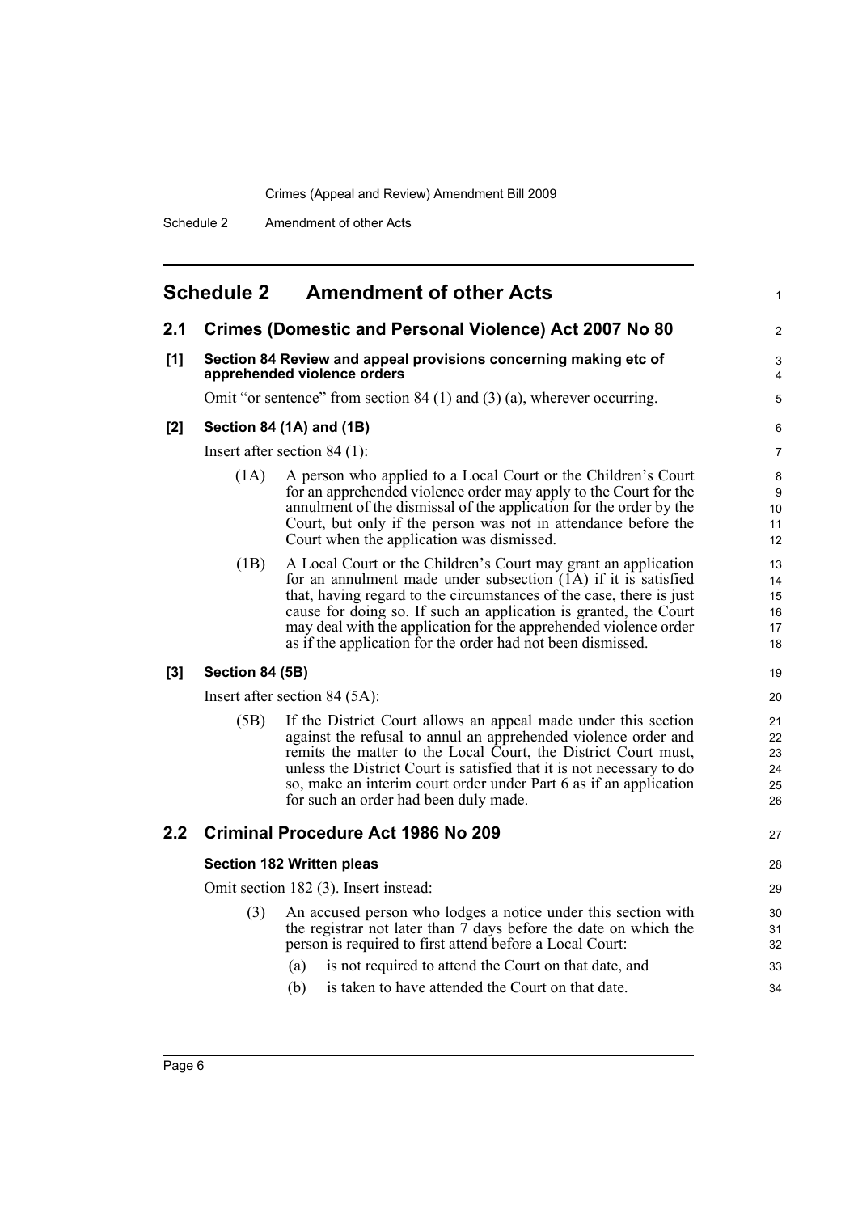# Schedule 2 Amendment of other Acts

## 2.1 Crimes (Domestic and Personal Violence) Act 2007 No 80

### [1] Section 84 Review and appeal provisions concerning making etc of apprehended violence orders

Omit "or sentence" from section 84 (1) and (3) (a), wherever occurring.

### [2] Section 84 (1A) and (1B)

Insert after section 84 (1):

(1A) A person who applied to a Local Court or the Children's Court for an apprehended violence order may apply to the Court for the annulment of the dismissal of the application for the order by the Court, but only if the person was not in attendance before the Court when the application was dismissed.

(1B) A Local Court or the Children's Court may grant an application for an annulment made under subsection (1A) if it is satisfied that, having regard to the circumstances of the case, there is just cause for doing so. If such an application is granted, the Court may deal with the application for the apprehended violence order as if the application for the order had not been dismissed.

### [3] Section 84 (5B)

Insert after section 84 (5A):

(5B) If the District Court allows an appeal made under this section against the refusal to annul an apprehended violence order and remits the matter to the Local Court, the District Court must, unless the District Court is satisfied that it is not necessary to do so, make an interim court order under Part 6 as if an application for such an order had been duly made.

## 2.2 Criminal Procedure Act 1986 No 209

### Section 182 Written pleas

Omit section 182 (3). Insert instead:

(3) An accused person who lodges a notice under this section with the registrar not later than 7 days before the date on which the person is required to first attend before a Local Court:

(a) is not required to attend the Court on that date, and

(b) is taken to have attended the Court on that date.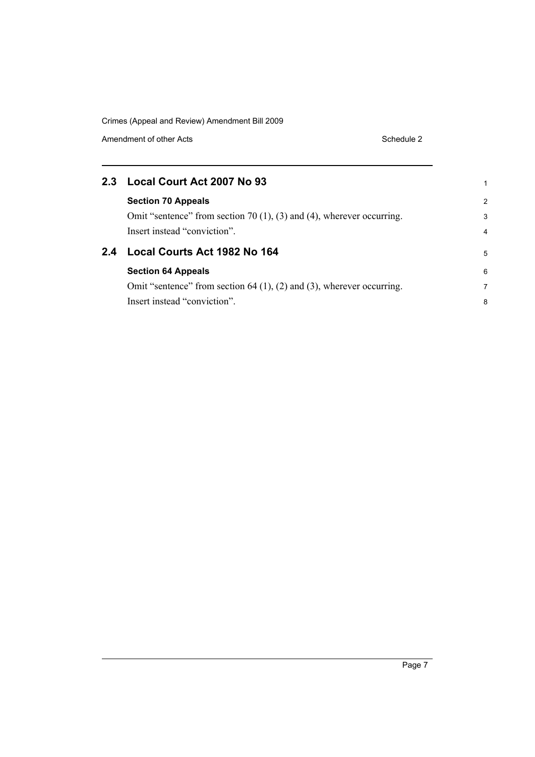## 2.3 Local Court Act 2007 No 93

**Section 70 Appeals**

Omit "sentence" from section 70 (1), (3) and (4), wherever occurring. Insert instead "conviction".

## 2.4 Local Courts Act 1982 No 164

**Section 64 Appeals**

Omit "sentence" from section 64 (1), (2) and (3), wherever occurring. Insert instead "conviction".